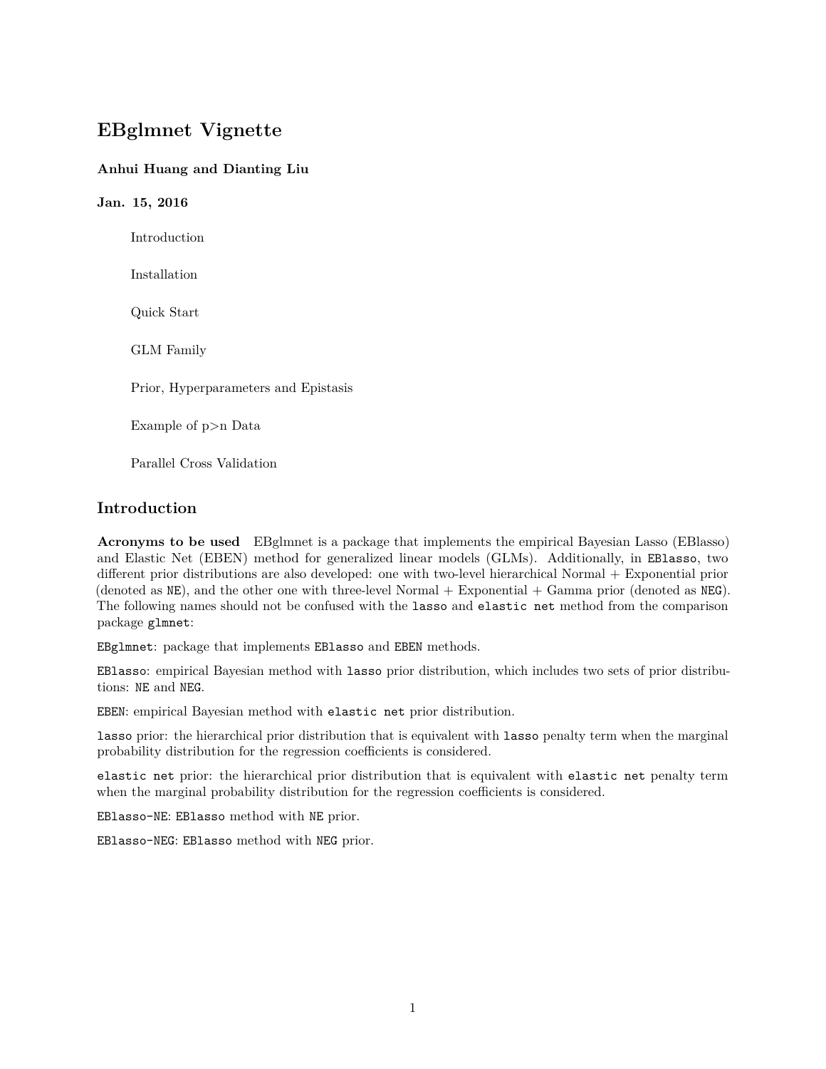# EBglmnet Vignette

### Anhui Huang and Dianting Liu

### Jan. 15, 2016

- Introduction
- Installation
- Quick Start
- GLM Family
- Prior, Hyperparameters and Epistasis
- Example of p>n Data
- Parallel Cross Validation

## Introduction

**Acronyms to be used** EBglmnet is a package that implements the empirical Bayesian Lasso (EBlasso) and Elastic Net (EBEN) method for generalized linear models (GLMs). Additionally, in `EBlasso`, two different prior distributions are also developed: one with two-level hierarchical Normal + Exponential prior (denoted as `NE`), and the other one with three-level Normal + Exponential + Gamma prior (denoted as `NEG`). The following names should not be confused with the `lasso` and `elastic net` method from the comparison package `glmnet`:

`EBglmnet`: package that implements `EBlasso` and `EBEN` methods.

`EBlasso`: empirical Bayesian method with `lasso` prior distribution, which includes two sets of prior distributions: `NE` and `NEG`.

`EBEN`: empirical Bayesian method with `elastic net` prior distribution.

`lasso` prior: the hierarchical prior distribution that is equivalent with `lasso` penalty term when the marginal probability distribution for the regression coefficients is considered.

`elastic net` prior: the hierarchical prior distribution that is equivalent with `elastic net` penalty term when the marginal probability distribution for the regression coefficients is considered.

`EBlasso-NE`: `EBlasso` method with `NE` prior.

`EBlasso-NEG`: `EBlasso` method with `NEG` prior.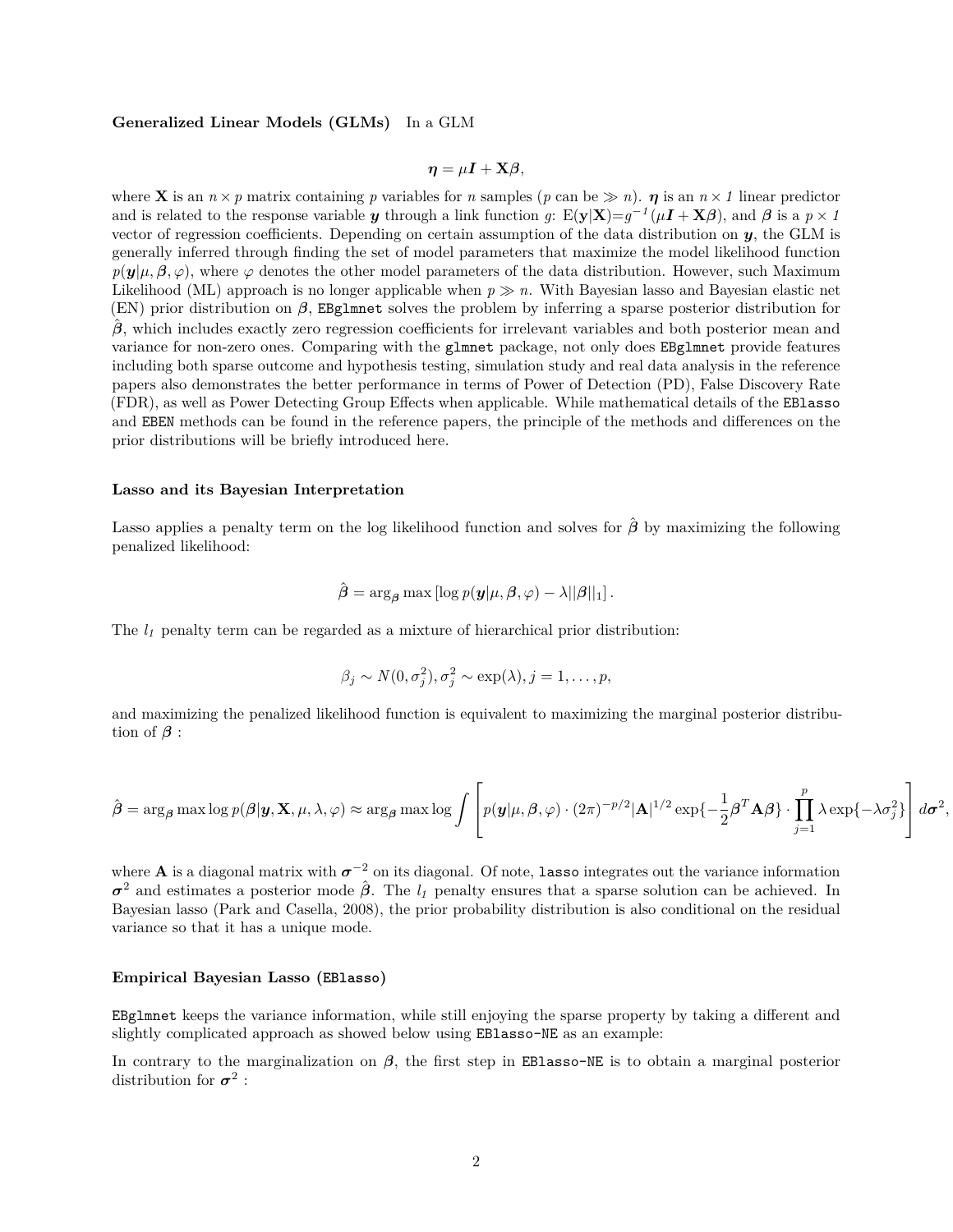**Generalized Linear Models (GLMs)** In a GLM

$$\boldsymbol{\eta} = \mu \boldsymbol{I} + \mathbf{X}\boldsymbol{\beta},$$

where $\mathbf{X}$ is an $n \times p$ matrix containing $p$ variables for $n$ samples ($p$ can be $\gg n$). $\boldsymbol{\eta}$ is an $n \times 1$ linear predictor and is related to the response variable $\boldsymbol{y}$ through a link function $g$: $\mathrm{E}(\mathbf{y}|\mathbf{X}) = g^{-1}(\mu \boldsymbol{I} + \mathbf{X}\boldsymbol{\beta})$, and $\boldsymbol{\beta}$ is a $p \times 1$ vector of regression coefficients. Depending on certain assumption of the data distribution on $\boldsymbol{y}$, the GLM is generally inferred through finding the set of model parameters that maximize the model likelihood function $p(\boldsymbol{y}|\mu, \boldsymbol{\beta}, \varphi)$, where $\varphi$ denotes the other model parameters of the data distribution. However, such Maximum Likelihood (ML) approach is no longer applicable when $p \gg n$. With Bayesian lasso and Bayesian elastic net (EN) prior distribution on $\boldsymbol{\beta}$, `EBglmnet` solves the problem by inferring a sparse posterior distribution for $\hat{\boldsymbol{\beta}}$, which includes exactly zero regression coefficients for irrelevant variables and both posterior mean and variance for non-zero ones. Comparing with the `glmnet` package, not only does `EBglmnet` provide features including both sparse outcome and hypothesis testing, simulation study and real data analysis in the reference papers also demonstrates the better performance in terms of Power of Detection (PD), False Discovery Rate (FDR), as well as Power Detecting Group Effects when applicable. While mathematical details of the `EBlasso` and `EBEN` methods can be found in the reference papers, the principle of the methods and differences on the prior distributions will be briefly introduced here.

**Lasso and its Bayesian Interpretation**

Lasso applies a penalty term on the log likelihood function and solves for $\hat{\boldsymbol{\beta}}$ by maximizing the following penalized likelihood:

$$\hat{\boldsymbol{\beta}} = \arg_{\boldsymbol{\beta}} \max \left[\log p(\boldsymbol{y}|\mu, \boldsymbol{\beta}, \varphi) - \lambda ||\boldsymbol{\beta}||_1\right].$$

The $l_1$ penalty term can be regarded as a mixture of hierarchical prior distribution:

$$\beta_j \sim N(0, \sigma_j^2), \sigma_j^2 \sim \exp(\lambda), j = 1, \ldots, p,$$

and maximizing the penalized likelihood function is equivalent to maximizing the marginal posterior distribution of $\boldsymbol{\beta}$ :

$$\hat{\boldsymbol{\beta}} = \arg_{\boldsymbol{\beta}} \max \log p(\boldsymbol{\beta}|\boldsymbol{y}, \mathbf{X}, \mu, \lambda, \varphi) \approx \arg_{\boldsymbol{\beta}} \max \log \int \left[ p(\boldsymbol{y}|\mu, \boldsymbol{\beta}, \varphi) \cdot (2\pi)^{-p/2} |\mathbf{A}|^{1/2} \exp\{-\frac{1}{2}\boldsymbol{\beta}^T \mathbf{A} \boldsymbol{\beta}\} \cdot \prod_{j=1}^{p} \lambda \exp\{-\lambda \sigma_j^2\} \right] d\boldsymbol{\sigma}^2,$$

where $\mathbf{A}$ is a diagonal matrix with $\boldsymbol{\sigma}^{-2}$ on its diagonal. Of note, `lasso` integrates out the variance information $\boldsymbol{\sigma}^2$ and estimates a posterior mode $\hat{\boldsymbol{\beta}}$. The $l_1$ penalty ensures that a sparse solution can be achieved. In Bayesian lasso (Park and Casella, 2008), the prior probability distribution is also conditional on the residual variance so that it has a unique mode.

**Empirical Bayesian Lasso (`EBlasso`)**

`EBglmnet` keeps the variance information, while still enjoying the sparse property by taking a different and slightly complicated approach as showed below using `EBlasso-NE` as an example:

In contrary to the marginalization on $\boldsymbol{\beta}$, the first step in `EBlasso-NE` is to obtain a marginal posterior distribution for $\boldsymbol{\sigma}^2$ :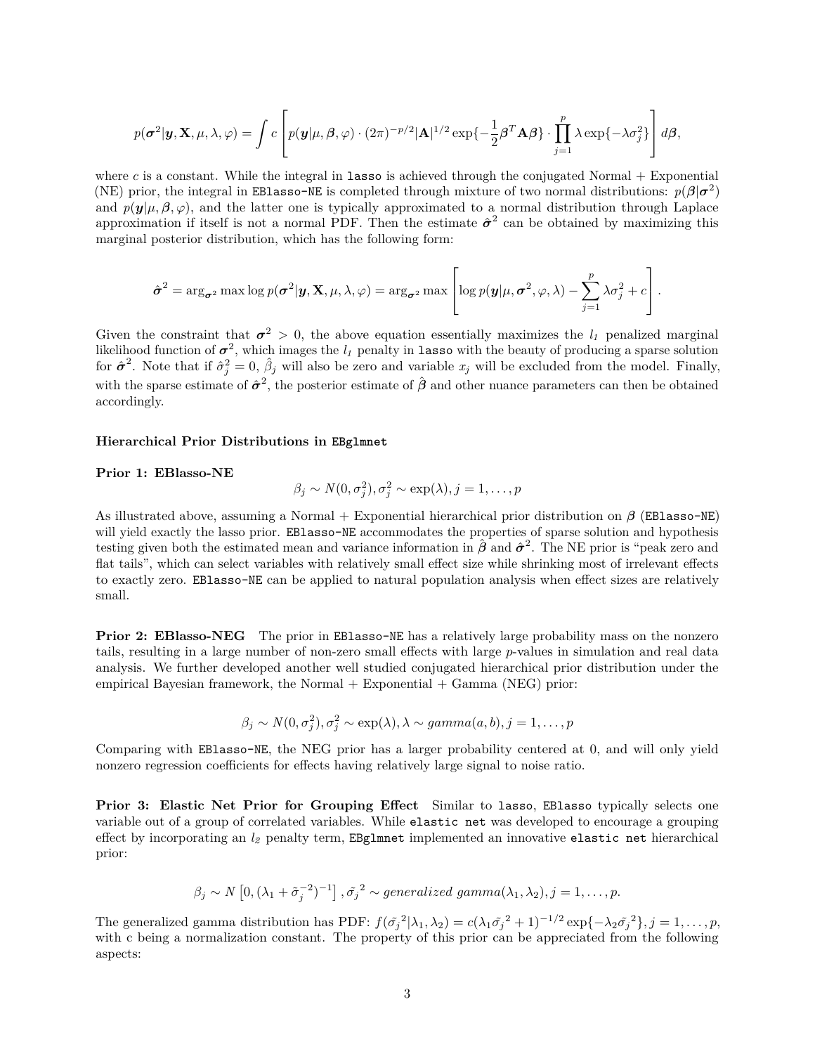$$p(\boldsymbol{\sigma}^2|\boldsymbol{y}, \mathbf{X}, \mu, \lambda, \varphi) = \int c \left[ p(\boldsymbol{y}|\mu, \boldsymbol{\beta}, \varphi) \cdot (2\pi)^{-p/2} |\mathbf{A}|^{1/2} \exp\{-\frac{1}{2}\boldsymbol{\beta}^T \mathbf{A} \boldsymbol{\beta}\} \cdot \prod_{j=1}^{p} \lambda \exp\{-\lambda \sigma_j^2\} \right] d\boldsymbol{\beta},$$

where $c$ is a constant. While the integral in `lasso` is achieved through the conjugated Normal + Exponential (NE) prior, the integral in `EBlasso-NE` is completed through mixture of two normal distributions: $p(\boldsymbol{\beta}|\boldsymbol{\sigma}^2)$ and $p(\boldsymbol{y}|\mu, \boldsymbol{\beta}, \varphi)$, and the latter one is typically approximated to a normal distribution through Laplace approximation if itself is not a normal PDF. Then the estimate $\hat{\boldsymbol{\sigma}}^2$ can be obtained by maximizing this marginal posterior distribution, which has the following form:

$$\hat{\boldsymbol{\sigma}}^2 = \arg_{\boldsymbol{\sigma}^2} \max \log p(\boldsymbol{\sigma}^2|\boldsymbol{y}, \mathbf{X}, \mu, \lambda, \varphi) = \arg_{\boldsymbol{\sigma}^2} \max \left[ \log p(\boldsymbol{y}|\mu, \boldsymbol{\sigma}^2, \varphi, \lambda) - \sum_{j=1}^{p} \lambda \sigma_j^2 + c \right].$$

Given the constraint that $\boldsymbol{\sigma}^2 > 0$, the above equation essentially maximizes the $l_1$ penalized marginal likelihood function of $\boldsymbol{\sigma}^2$, which images the $l_1$ penalty in `lasso` with the beauty of producing a sparse solution for $\hat{\boldsymbol{\sigma}}^2$. Note that if $\hat{\sigma}_j^2 = 0$, $\hat{\beta}_j$ will also be zero and variable $x_j$ will be excluded from the model. Finally, with the sparse estimate of $\hat{\boldsymbol{\sigma}}^2$, the posterior estimate of $\hat{\boldsymbol{\beta}}$ and other nuance parameters can then be obtained accordingly.

**Hierarchical Prior Distributions in `EBglmnet`**

**Prior 1: EBlasso-NE**

$$\beta_j \sim N(0, \sigma_j^2), \sigma_j^2 \sim \exp(\lambda), j = 1, \ldots, p$$

As illustrated above, assuming a Normal + Exponential hierarchical prior distribution on $\boldsymbol{\beta}$ (`EBlasso-NE`) will yield exactly the lasso prior. `EBlasso-NE` accommodates the properties of sparse solution and hypothesis testing given both the estimated mean and variance information in $\hat{\boldsymbol{\beta}}$ and $\hat{\boldsymbol{\sigma}}^2$. The NE prior is "peak zero and flat tails", which can select variables with relatively small effect size while shrinking most of irrelevant effects to exactly zero. `EBlasso-NE` can be applied to natural population analysis when effect sizes are relatively small.

**Prior 2: EBlasso-NEG** The prior in `EBlasso-NE` has a relatively large probability mass on the nonzero tails, resulting in a large number of non-zero small effects with large $p$-values in simulation and real data analysis. We further developed another well studied conjugated hierarchical prior distribution under the empirical Bayesian framework, the Normal + Exponential + Gamma (NEG) prior:

$$\beta_j \sim N(0, \sigma_j^2), \sigma_j^2 \sim \exp(\lambda), \lambda \sim gamma(a, b), j = 1, \ldots, p$$

Comparing with `EBlasso-NE`, the NEG prior has a larger probability centered at 0, and will only yield nonzero regression coefficients for effects having relatively large signal to noise ratio.

**Prior 3: Elastic Net Prior for Grouping Effect** Similar to `lasso`, `EBlasso` typically selects one variable out of a group of correlated variables. While `elastic net` was developed to encourage a grouping effect by incorporating an $l_2$ penalty term, `EBglmnet` implemented an innovative `elastic net` hierarchical prior:

$$\beta_j \sim N\left[0, (\lambda_1 + \tilde{\sigma_j}^{-2})^{-1}\right], \tilde{\sigma_j}^2 \sim generalized\ gamma(\lambda_1, \lambda_2), j = 1, \ldots, p.$$

The generalized gamma distribution has PDF: $f(\tilde{\sigma_j}^2|\lambda_1, \lambda_2) = c(\lambda_1 \tilde{\sigma_j}^2 + 1)^{-1/2} \exp\{-\lambda_2 \tilde{\sigma_j}^2\}, j = 1, \ldots, p$, with c being a normalization constant. The property of this prior can be appreciated from the following aspects: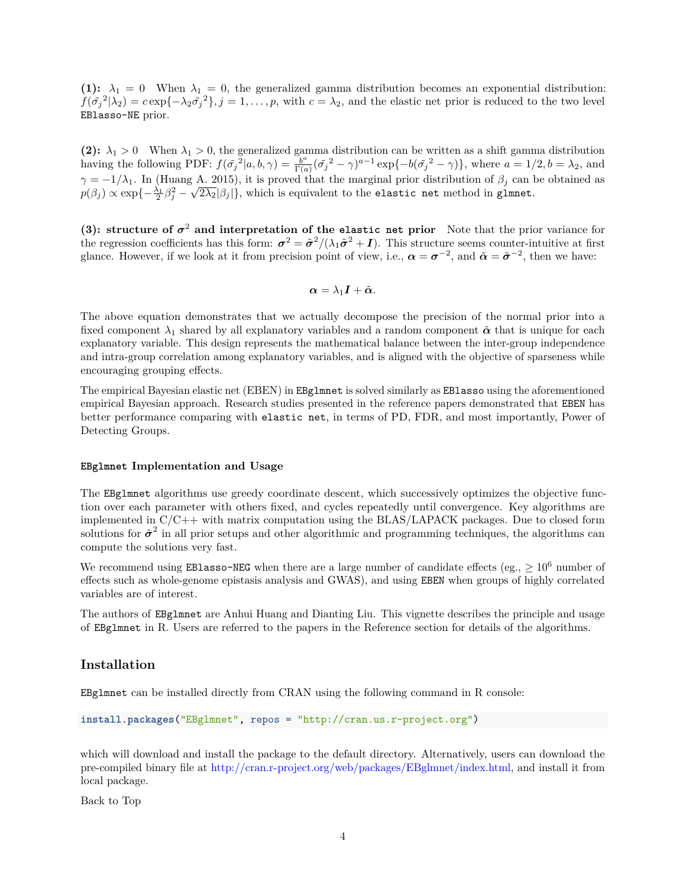**(1): $\lambda_1 = 0$** When $\lambda_1 = 0$, the generalized gamma distribution becomes an exponential distribution: $f(\tilde{\sigma_j}^2|\lambda_2) = c\exp\{-\lambda_2\tilde{\sigma_j}^2\}, j = 1,\ldots,p$, with $c = \lambda_2$, and the elastic net prior is reduced to the two level `EBlasso-NE` prior.

**(2): $\lambda_1 > 0$** When $\lambda_1 > 0$, the generalized gamma distribution can be written as a shift gamma distribution having the following PDF: $f(\tilde{\sigma_j}^2|a,b,\gamma) = \frac{b^a}{\Gamma(a)}(\tilde{\sigma_j}^2 - \gamma)^{a-1}\exp\{-b(\tilde{\sigma_j}^2 - \gamma)\}$, where $a = 1/2, b = \lambda_2$, and $\gamma = -1/\lambda_1$. In (Huang A. 2015), it is proved that the marginal prior distribution of $\beta_j$ can be obtained as $p(\beta_j) \propto \exp\{-\frac{\lambda_1}{2}\beta_j^2 - \sqrt{2\lambda_2}|\beta_j|\}$, which is equivalent to the `elastic net` method in `glmnet`.

**(3): structure of $\boldsymbol{\sigma}^2$ and interpretation of the `elastic net` prior** Note that the prior variance for the regression coefficients has this form: $\boldsymbol{\sigma}^2 = \tilde{\boldsymbol{\sigma}}^2/(\lambda_1\tilde{\boldsymbol{\sigma}}^2 + \boldsymbol{I})$. This structure seems counter-intuitive at first glance. However, if we look at it from precision point of view, i.e., $\boldsymbol{\alpha} = \boldsymbol{\sigma}^{-2}$, and $\tilde{\boldsymbol{\alpha}} = \tilde{\boldsymbol{\sigma}}^{-2}$, then we have:

$$\boldsymbol{\alpha} = \lambda_1\boldsymbol{I} + \tilde{\boldsymbol{\alpha}}.$$

The above equation demonstrates that we actually decompose the precision of the normal prior into a fixed component $\lambda_1$ shared by all explanatory variables and a random component $\tilde{\boldsymbol{\alpha}}$ that is unique for each explanatory variable. This design represents the mathematical balance between the inter-group independence and intra-group correlation among explanatory variables, and is aligned with the objective of sparseness while encouraging grouping effects.

The empirical Bayesian elastic net (EBEN) in `EBglmnet` is solved similarly as `EBlasso` using the aforementioned empirical Bayesian approach. Research studies presented in the reference papers demonstrated that `EBEN` has better performance comparing with `elastic net`, in terms of PD, FDR, and most importantly, Power of Detecting Groups.

#### `EBglmnet` Implementation and Usage

The `EBglmnet` algorithms use greedy coordinate descent, which successively optimizes the objective function over each parameter with others fixed, and cycles repeatedly until convergence. Key algorithms are implemented in C/C++ with matrix computation using the BLAS/LAPACK packages. Due to closed form solutions for $\hat{\boldsymbol{\sigma}}^2$ in all prior setups and other algorithmic and programming techniques, the algorithms can compute the solutions very fast.

We recommend using `EBlasso-NEG` when there are a large number of candidate effects (eg., $\geq 10^6$ number of effects such as whole-genome epistasis analysis and GWAS), and using `EBEN` when groups of highly correlated variables are of interest.

The authors of `EBglmnet` are Anhui Huang and Dianting Liu. This vignette describes the principle and usage of `EBglmnet` in R. Users are referred to the papers in the Reference section for details of the algorithms.

## Installation

`EBglmnet` can be installed directly from CRAN using the following command in R console:

```
install.packages("EBglmnet", repos = "http://cran.us.r-project.org")
```

which will download and install the package to the default directory. Alternatively, users can download the pre-compiled binary file at http://cran.r-project.org/web/packages/EBglmnet/index.html, and install it from local package.

Back to Top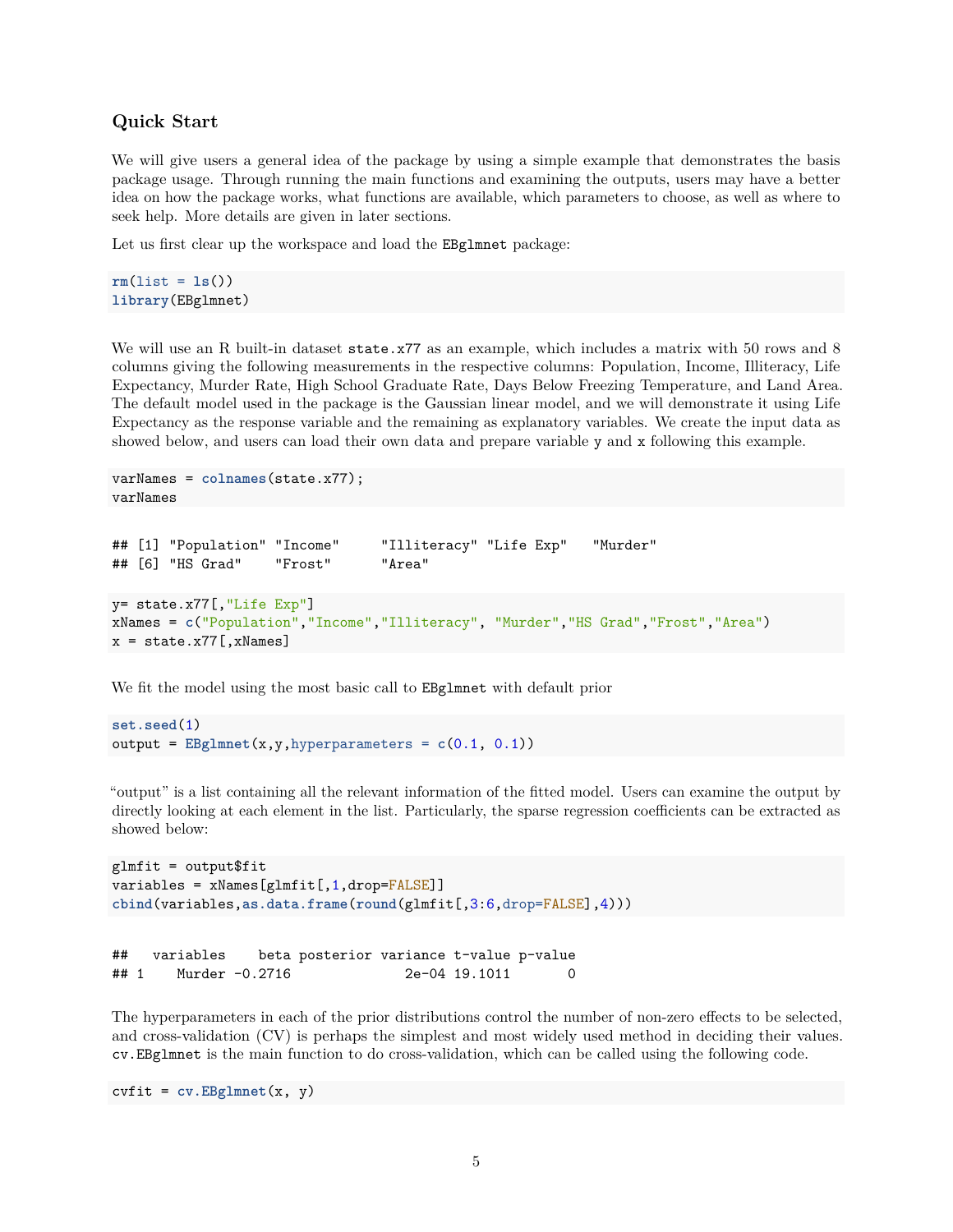### Quick Start

We will give users a general idea of the package by using a simple example that demonstrates the basis package usage. Through running the main functions and examining the outputs, users may have a better idea on how the package works, what functions are available, which parameters to choose, as well as where to seek help. More details are given in later sections.

Let us first clear up the workspace and load the `EBglmnet` package:

```
rm(list = ls())
library(EBglmnet)
```

We will use an R built-in dataset `state.x77` as an example, which includes a matrix with 50 rows and 8 columns giving the following measurements in the respective columns: Population, Income, Illiteracy, Life Expectancy, Murder Rate, High School Graduate Rate, Days Below Freezing Temperature, and Land Area. The default model used in the package is the Gaussian linear model, and we will demonstrate it using Life Expectancy as the response variable and the remaining as explanatory variables. We create the input data as showed below, and users can load their own data and prepare variable `y` and `x` following this example.

```
varNames = colnames(state.x77);
varNames
```

```
## [1] "Population" "Income"     "Illiteracy" "Life Exp"   "Murder"
## [6] "HS Grad"    "Frost"      "Area"
```

```
y= state.x77[,"Life Exp"]
xNames = c("Population","Income","Illiteracy", "Murder","HS Grad","Frost","Area")
x = state.x77[,xNames]
```

We fit the model using the most basic call to `EBglmnet` with default prior

```
set.seed(1)
output = EBglmnet(x,y,hyperparameters = c(0.1, 0.1))
```

"output" is a list containing all the relevant information of the fitted model. Users can examine the output by directly looking at each element in the list. Particularly, the sparse regression coefficients can be extracted as showed below:

```
glmfit = output$fit
variables = xNames[glmfit[,1,drop=FALSE]]
cbind(variables,as.data.frame(round(glmfit[,3:6,drop=FALSE],4)))
```

```
##   variables    beta posterior variance t-value p-value
## 1    Murder -0.2716              2e-04 19.1011       0
```

The hyperparameters in each of the prior distributions control the number of non-zero effects to be selected, and cross-validation (CV) is perhaps the simplest and most widely used method in deciding their values. `cv.EBglmnet` is the main function to do cross-validation, which can be called using the following code.

```
cvfit = cv.EBglmnet(x, y)
```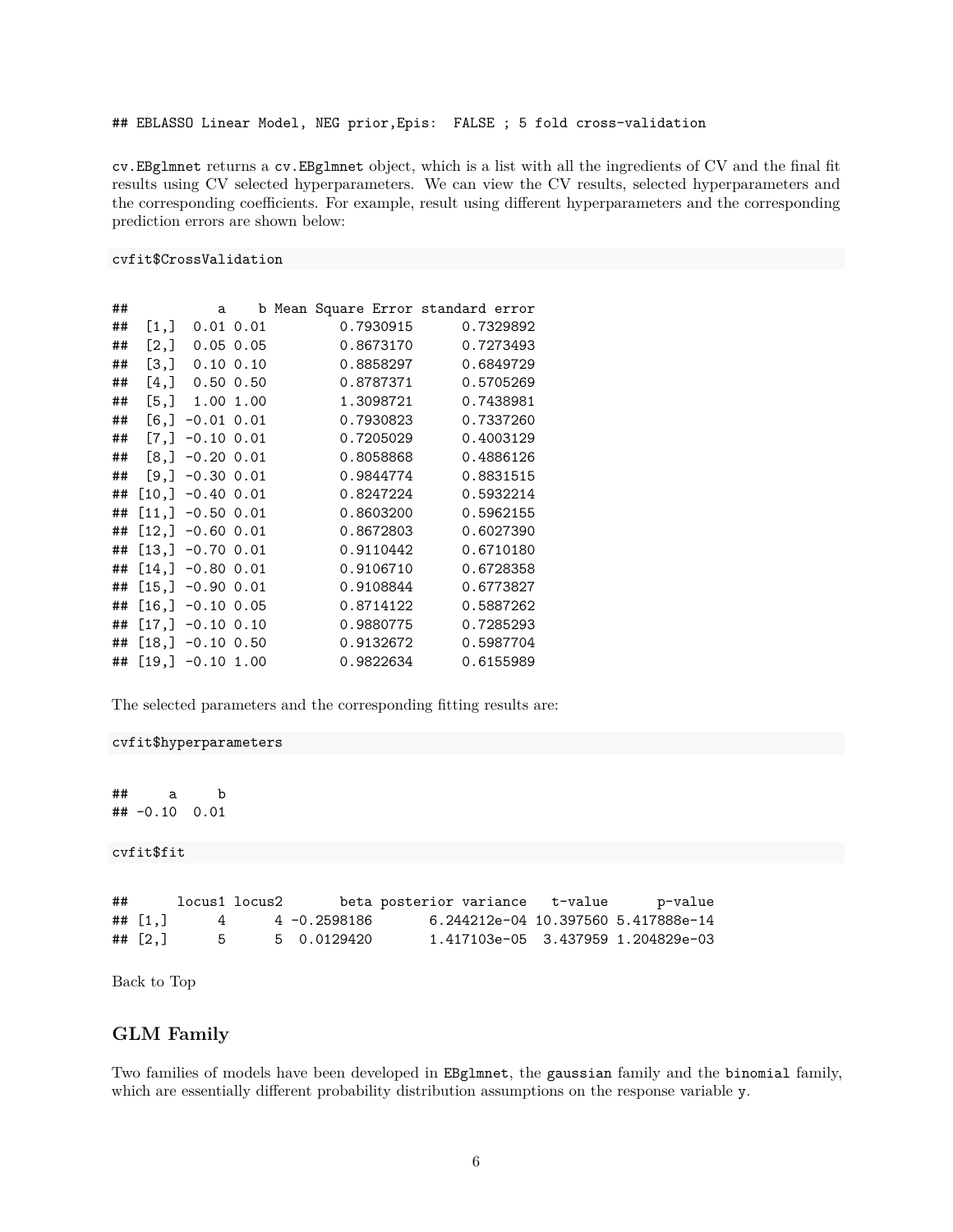```
## EBLASSO Linear Model, NEG prior,Epis:  FALSE ; 5 fold cross-validation
```

cv.EBglmnet returns a cv.EBglmnet object, which is a list with all the ingredients of CV and the final fit results using CV selected hyperparameters. We can view the CV results, selected hyperparameters and the corresponding coefficients. For example, result using different hyperparameters and the corresponding prediction errors are shown below:

```
cvfit$CrossValidation
```

```
##           a    b Mean Square Error standard error
##  [1,]  0.01 0.01         0.7930915      0.7329892
##  [2,]  0.05 0.05         0.8673170      0.7273493
##  [3,]  0.10 0.10         0.8858297      0.6849729
##  [4,]  0.50 0.50         0.8787371      0.5705269
##  [5,]  1.00 1.00         1.3098721      0.7438981
##  [6,] -0.01 0.01         0.7930823      0.7337260
##  [7,] -0.10 0.01         0.7205029      0.4003129
##  [8,] -0.20 0.01         0.8058868      0.4886126
##  [9,] -0.30 0.01         0.9844774      0.8831515
## [10,] -0.40 0.01         0.8247224      0.5932214
## [11,] -0.50 0.01         0.8603200      0.5962155
## [12,] -0.60 0.01         0.8672803      0.6027390
## [13,] -0.70 0.01         0.9110442      0.6710180
## [14,] -0.80 0.01         0.9106710      0.6728358
## [15,] -0.90 0.01         0.9108844      0.6773827
## [16,] -0.10 0.05         0.8714122      0.5887262
## [17,] -0.10 0.10         0.9880775      0.7285293
## [18,] -0.10 0.50         0.9132672      0.5987704
## [19,] -0.10 1.00         0.9822634      0.6155989
```

The selected parameters and the corresponding fitting results are:

```
cvfit$hyperparameters
```

```
##     a     b 
## -0.10  0.01
```

```
cvfit$fit
```

```
##      locus1 locus2       beta posterior variance   t-value      p-value
## [1,]      4      4 -0.2598186       6.244212e-04 10.397560 5.417888e-14
## [2,]      5      5  0.0129420       1.417103e-05  3.437959 1.204829e-03
```

Back to Top

## GLM Family

Two families of models have been developed in EBglmnet, the gaussian family and the binomial family, which are essentially different probability distribution assumptions on the response variable y.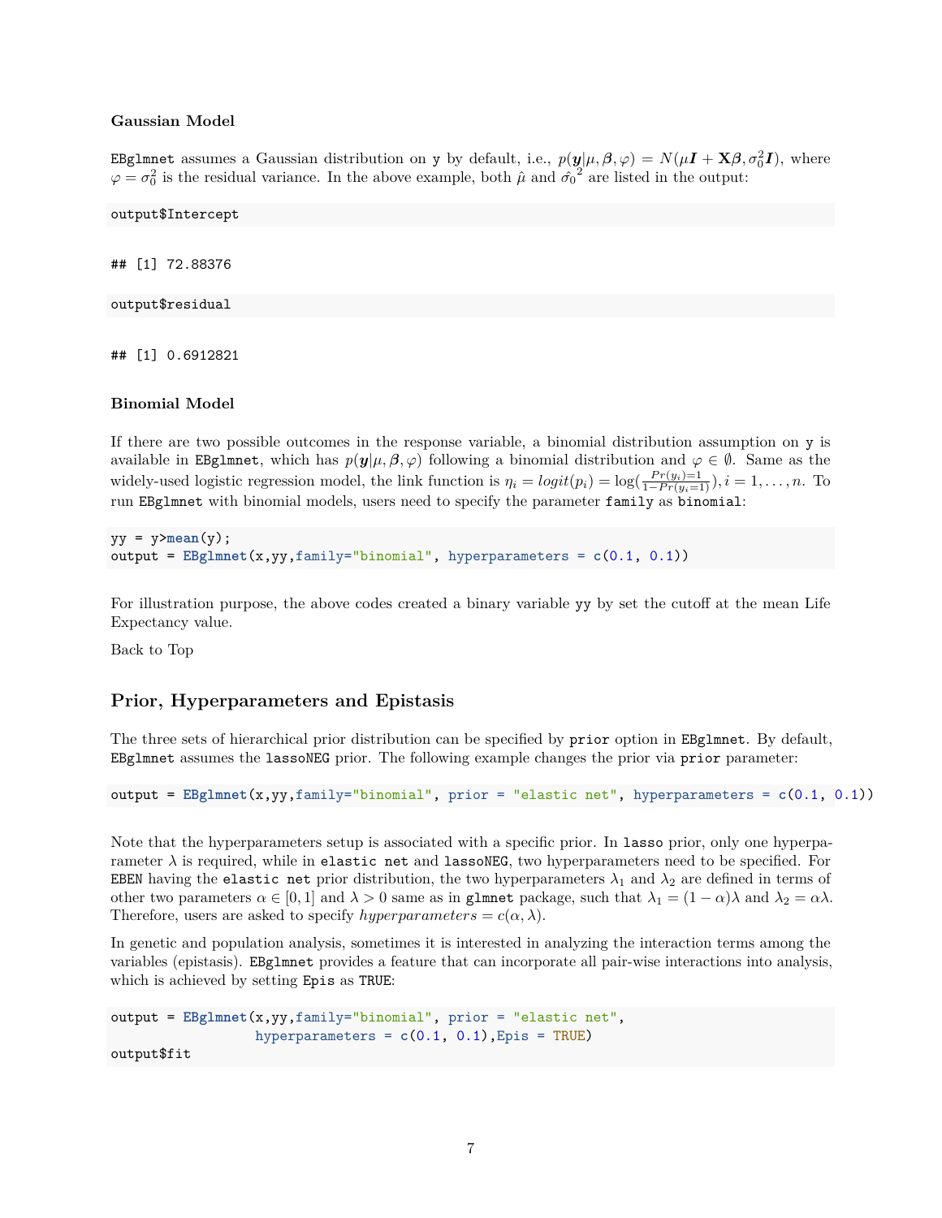### Gaussian Model

`EBglmnet` assumes a Gaussian distribution on `y` by default, i.e., $p(\boldsymbol{y}|\mu, \boldsymbol{\beta}, \varphi) = N(\mu \boldsymbol{I} + \mathbf{X}\boldsymbol{\beta}, \sigma_0^2 \boldsymbol{I})$, where $\varphi = \sigma_0^2$ is the residual variance. In the above example, both $\hat{\mu}$ and $\hat{\sigma_0}^2$ are listed in the output:

```
output$Intercept
```

```
## [1] 72.88376
```

```
output$residual
```

```
## [1] 0.6912821
```

### Binomial Model

If there are two possible outcomes in the response variable, a binomial distribution assumption on `y` is available in `EBglmnet`, which has $p(\boldsymbol{y}|\mu, \boldsymbol{\beta}, \varphi)$ following a binomial distribution and $\varphi \in \emptyset$. Same as the widely-used logistic regression model, the link function is $\eta_i = logit(p_i) = \log(\frac{Pr(y_i)=1}{1-Pr(y_i=1)}), i = 1, \ldots, n$. To run `EBglmnet` with binomial models, users need to specify the parameter `family` as `binomial`:

```
yy = y>mean(y);
output = EBglmnet(x,yy,family="binomial", hyperparameters = c(0.1, 0.1))
```

For illustration purpose, the above codes created a binary variable `yy` by set the cutoff at the mean Life Expectancy value.

Back to Top

## Prior, Hyperparameters and Epistasis

The three sets of hierarchical prior distribution can be specified by `prior` option in `EBglmnet`. By default, `EBglmnet` assumes the `lassoNEG` prior. The following example changes the prior via `prior` parameter:

```
output = EBglmnet(x,yy,family="binomial", prior = "elastic net", hyperparameters = c(0.1, 0.1))
```

Note that the hyperparameters setup is associated with a specific prior. In `lasso` prior, only one hyperparameter $\lambda$ is required, while in `elastic net` and `lassoNEG`, two hyperparameters need to be specified. For `EBEN` having the `elastic net` prior distribution, the two hyperparameters $\lambda_1$ and $\lambda_2$ are defined in terms of other two parameters $\alpha \in [0, 1]$ and $\lambda > 0$ same as in `glmnet` package, such that $\lambda_1 = (1 - \alpha)\lambda$ and $\lambda_2 = \alpha\lambda$. Therefore, users are asked to specify $hyperparameters = c(\alpha, \lambda)$.

In genetic and population analysis, sometimes it is interested in analyzing the interaction terms among the variables (epistasis). `EBglmnet` provides a feature that can incorporate all pair-wise interactions into analysis, which is achieved by setting `Epis` as `TRUE`:

```
output = EBglmnet(x,yy,family="binomial", prior = "elastic net",
                  hyperparameters = c(0.1, 0.1),Epis = TRUE)
output$fit
```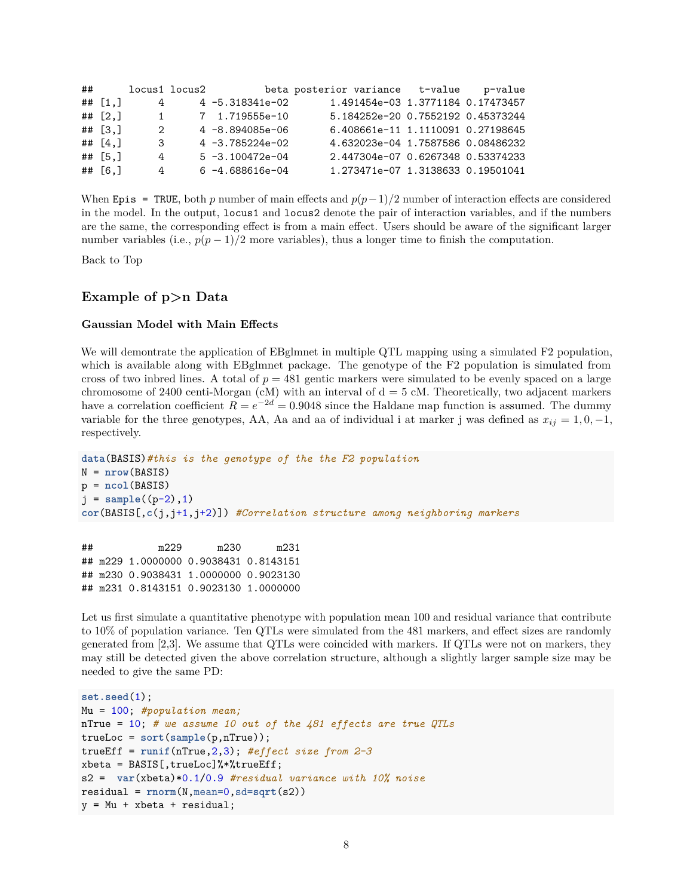```
##      locus1 locus2          beta posterior variance   t-value    p-value
## [1,]      4      4 -5.318341e-02       1.491454e-03 1.3771184 0.17473457
## [2,]      1      7  1.719555e-10       5.184252e-20 0.7552192 0.45373244
## [3,]      2      4 -8.894085e-06       6.408661e-11 1.1110091 0.27198645
## [4,]      3      4 -3.785224e-02       4.632023e-04 1.7587586 0.08486232
## [5,]      4      5 -3.100472e-04       2.447304e-07 0.6267348 0.53374233
## [6,]      4      6 -4.688616e-04       1.273471e-07 1.3138633 0.19501041
```

When `Epis = TRUE`, both $p$ number of main effects and $p(p-1)/2$ number of interaction effects are considered in the model. In the output, `locus1` and `locus2` denote the pair of interaction variables, and if the numbers are the same, the corresponding effect is from a main effect. Users should be aware of the significant larger number variables (i.e., $p(p-1)/2$ more variables), thus a longer time to finish the computation.

Back to Top

## Example of p>n Data

### Gaussian Model with Main Effects

We will demontrate the application of EBglmnet in multiple QTL mapping using a simulated F2 population, which is available along with EBglmnet package. The genotype of the F2 population is simulated from cross of two inbred lines. A total of $p = 481$ gentic markers were simulated to be evenly spaced on a large chromosome of 2400 centi-Morgan (cM) with an interval of d = 5 cM. Theoretically, two adjacent markers have a correlation coefficient $R = e^{-2d} = 0.9048$ since the Haldane map function is assumed. The dummy variable for the three genotypes, AA, Aa and aa of individual i at marker j was defined as $x_{ij} = 1, 0, -1$, respectively.

```
data(BASIS)#this is the genotype of the the F2 population
N = nrow(BASIS)
p = ncol(BASIS)
j = sample((p-2),1)
cor(BASIS[,c(j,j+1,j+2)]) #Correlation structure among neighboring markers
```

```
##           m229      m230      m231
## m229 1.0000000 0.9038431 0.8143151
## m230 0.9038431 1.0000000 0.9023130
## m231 0.8143151 0.9023130 1.0000000
```

Let us first simulate a quantitative phenotype with population mean 100 and residual variance that contribute to 10% of population variance. Ten QTLs were simulated from the 481 markers, and effect sizes are randomly generated from [2,3]. We assume that QTLs were coincided with markers. If QTLs were not on markers, they may still be detected given the above correlation structure, although a slightly larger sample size may be needed to give the same PD:

```
set.seed(1);
Mu = 100; #population mean;
nTrue = 10; # we assume 10 out of the 481 effects are true QTLs
trueLoc = sort(sample(p,nTrue));
trueEff = runif(nTrue,2,3); #effect size from 2-3
xbeta = BASIS[,trueLoc]%*%trueEff;
s2 =  var(xbeta)*0.1/0.9 #residual variance with 10% noise
residual = rnorm(N,mean=0,sd=sqrt(s2))
y = Mu + xbeta + residual;
```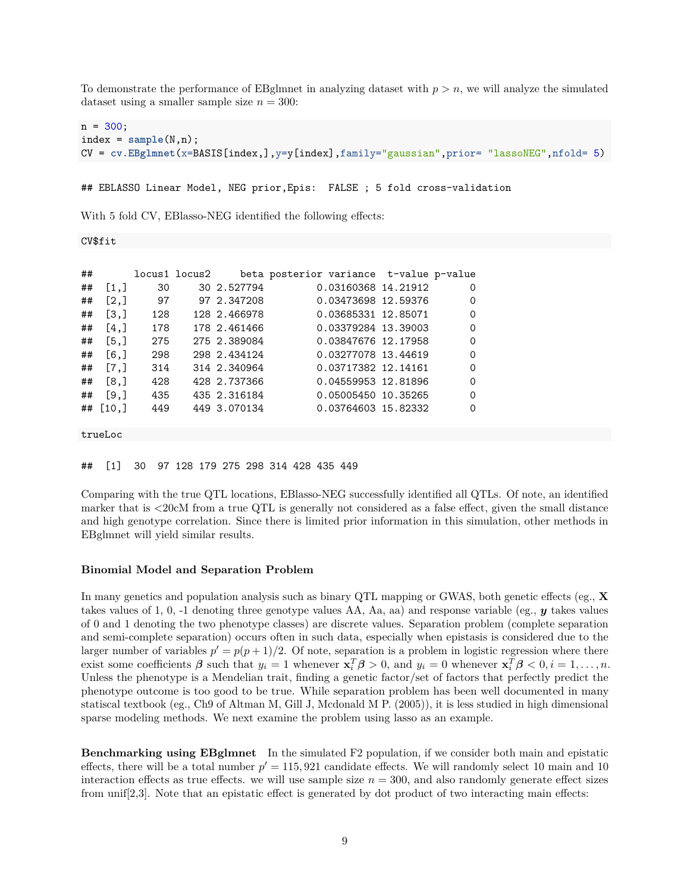To demonstrate the performance of EBglmnet in analyzing dataset with $p > n$, we will analyze the simulated dataset using a smaller sample size $n = 300$:

```
n = 300;
index = sample(N,n);
CV = cv.EBglmnet(x=BASIS[index,],y=y[index],family="gaussian",prior= "lassoNEG",nfold= 5)
```

```
## EBLASSO Linear Model, NEG prior,Epis:  FALSE ; 5 fold cross-validation
```

With 5 fold CV, EBlasso-NEG identified the following effects:

```
CV$fit
```

```
##       locus1 locus2     beta posterior variance  t-value p-value
##  [1,]     30     30 2.527794         0.03160368 14.21912       0
##  [2,]     97     97 2.347208         0.03473698 12.59376       0
##  [3,]    128    128 2.466978         0.03685331 12.85071       0
##  [4,]    178    178 2.461466         0.03379284 13.39003       0
##  [5,]    275    275 2.389084         0.03847676 12.17958       0
##  [6,]    298    298 2.434124         0.03277078 13.44619       0
##  [7,]    314    314 2.340964         0.03717382 12.14161       0
##  [8,]    428    428 2.737366         0.04559953 12.81896       0
##  [9,]    435    435 2.316184         0.05005450 10.35265       0
## [10,]    449    449 3.070134         0.03764603 15.82332       0
```

```
trueLoc
```

```
##  [1]  30  97 128 179 275 298 314 428 435 449
```

Comparing with the true QTL locations, EBlasso-NEG successfully identified all QTLs. Of note, an identified marker that is <20cM from a true QTL is generally not considered as a false effect, given the small distance and high genotype correlation. Since there is limited prior information in this simulation, other methods in EBglmnet will yield similar results.

### Binomial Model and Separation Problem

In many genetics and population analysis such as binary QTL mapping or GWAS, both genetic effects (eg., $\mathbf{X}$ takes values of 1, 0, -1 denoting three genotype values AA, Aa, aa) and response variable (eg., $\boldsymbol{y}$ takes values of 0 and 1 denoting the two phenotype classes) are discrete values. Separation problem (complete separation and semi-complete separation) occurs often in such data, especially when epistasis is considered due to the larger number of variables $p' = p(p+1)/2$. Of note, separation is a problem in logistic regression where there exist some coefficients $\boldsymbol{\beta}$ such that $y_i = 1$ whenever $\mathbf{x}_i^T\boldsymbol{\beta} > 0$, and $y_i = 0$ whenever $\mathbf{x}_i^T\boldsymbol{\beta} < 0, i = 1, \ldots, n$. Unless the phenotype is a Mendelian trait, finding a genetic factor/set of factors that perfectly predict the phenotype outcome is too good to be true. While separation problem has been well documented in many statiscal textbook (eg., Ch9 of Altman M, Gill J, Mcdonald M P. (2005)), it is less studied in high dimensional sparse modeling methods. We next examine the problem using lasso as an example.

**Benchmarking using EBglmnet** In the simulated F2 population, if we consider both main and epistatic effects, there will be a total number $p' = 115,921$ candidate effects. We will randomly select 10 main and 10 interaction effects as true effects. we will use sample size $n = 300$, and also randomly generate effect sizes from unif[2,3]. Note that an epistatic effect is generated by dot product of two interacting main effects: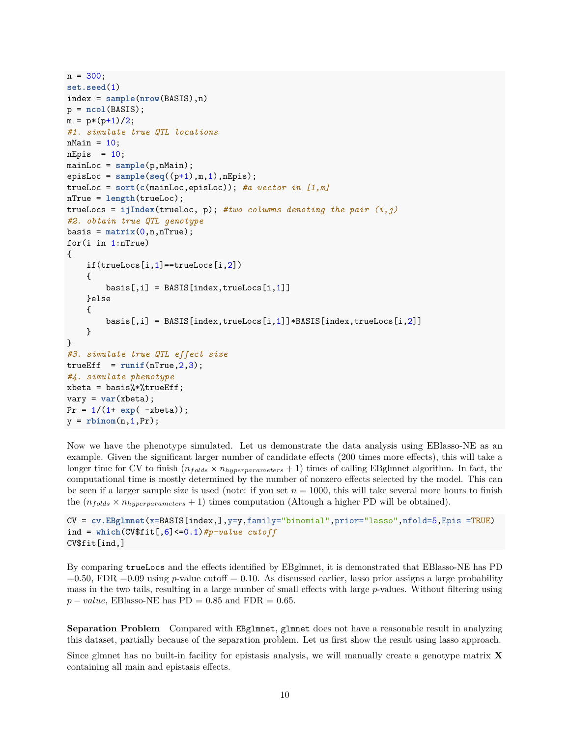```
n = 300;
set.seed(1)
index = sample(nrow(BASIS),n)
p = ncol(BASIS);
m = p*(p+1)/2;
#1. simulate true QTL locations
nMain = 10;
nEpis  = 10;
mainLoc = sample(p,nMain);
episLoc = sample(seq((p+1),m,1),nEpis);
trueLoc = sort(c(mainLoc,episLoc)); #a vector in [1,m]
nTrue = length(trueLoc);
trueLocs = ijIndex(trueLoc, p); #two columns denoting the pair (i,j)
#2. obtain true QTL genotype
basis = matrix(0,n,nTrue);
for(i in 1:nTrue)
{
    if(trueLocs[i,1]==trueLocs[i,2])
    {
        basis[,i] = BASIS[index,trueLocs[i,1]]
    }else
    {
        basis[,i] = BASIS[index,trueLocs[i,1]]*BASIS[index,trueLocs[i,2]]
    }
}
#3. simulate true QTL effect size
trueEff  = runif(nTrue,2,3);
#4. simulate phenotype
xbeta = basis%*%trueEff;
vary = var(xbeta);
Pr = 1/(1+ exp( -xbeta));
y = rbinom(n,1,Pr);
```

Now we have the phenotype simulated. Let us demonstrate the data analysis using EBlasso-NE as an example. Given the significant larger number of candidate effects (200 times more effects), this will take a longer time for CV to finish ($n_{folds} \times n_{hyperparameters} + 1$) times of calling EBglmnet algorithm. In fact, the computational time is mostly determined by the number of nonzero effects selected by the model. This can be seen if a larger sample size is used (note: if you set $n = 1000$, this will take several more hours to finish the ($n_{folds} \times n_{hyperparameters} + 1$) times computation (Altough a higher PD will be obtained).

```
CV = cv.EBglmnet(x=BASIS[index,],y=y,family="binomial",prior="lasso",nfold=5,Epis =TRUE)
ind = which(CV$fit[,6]<=0.1)#p-value cutoff
CV$fit[ind,]
```

By comparing `trueLocs` and the effects identified by EBglmnet, it is demonstrated that EBlasso-NE has PD =0.50, FDR =0.09 using $p$-value cutoff = 0.10. As discussed earlier, lasso prior assigns a large probability mass in the two tails, resulting in a large number of small effects with large $p$-values. Without filtering using $p - value$, EBlasso-NE has PD = 0.85 and FDR = 0.65.

**Separation Problem** Compared with `EBglmnet`, `glmnet` does not have a reasonable result in analyzing this dataset, partially because of the separation problem. Let us first show the result using lasso approach.

Since glmnet has no built-in facility for epistasis analysis, we will manually create a genotype matrix $\mathbf{X}$ containing all main and epistasis effects.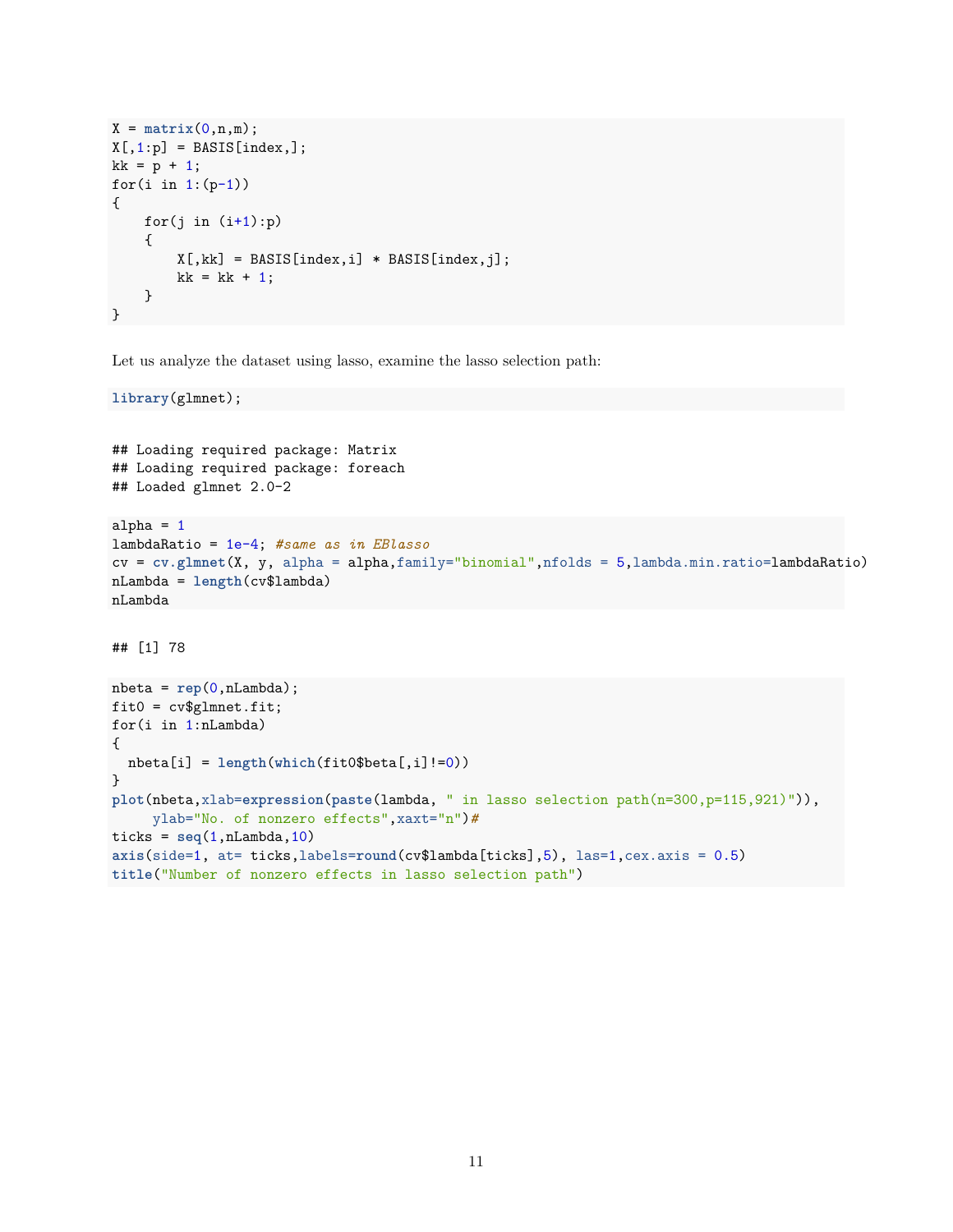```r
X = matrix(0,n,m);
X[,1:p] = BASIS[index,];
kk = p + 1;
for(i in 1:(p-1))
{
    for(j in (i+1):p)
    {
        X[,kk] = BASIS[index,i] * BASIS[index,j];
        kk = kk + 1;
    }
}
```

Let us analyze the dataset using lasso, examine the lasso selection path:

```r
library(glmnet);
```

```
## Loading required package: Matrix
## Loading required package: foreach
## Loaded glmnet 2.0-2
```

```r
alpha = 1
lambdaRatio = 1e-4; #same as in EBlasso
cv = cv.glmnet(X, y, alpha = alpha,family="binomial",nfolds = 5,lambda.min.ratio=lambdaRatio)
nLambda = length(cv$lambda)
nLambda
```

```
## [1] 78
```

```r
nbeta = rep(0,nLambda);
fit0 = cv$glmnet.fit;
for(i in 1:nLambda)
{
  nbeta[i] = length(which(fit0$beta[,i]!=0))
}
plot(nbeta,xlab=expression(paste(lambda, " in lasso selection path(n=300,p=115,921)")),
     ylab="No. of nonzero effects",xaxt="n")#
ticks = seq(1,nLambda,10)
axis(side=1, at= ticks,labels=round(cv$lambda[ticks],5), las=1,cex.axis = 0.5)
title("Number of nonzero effects in lasso selection path")
```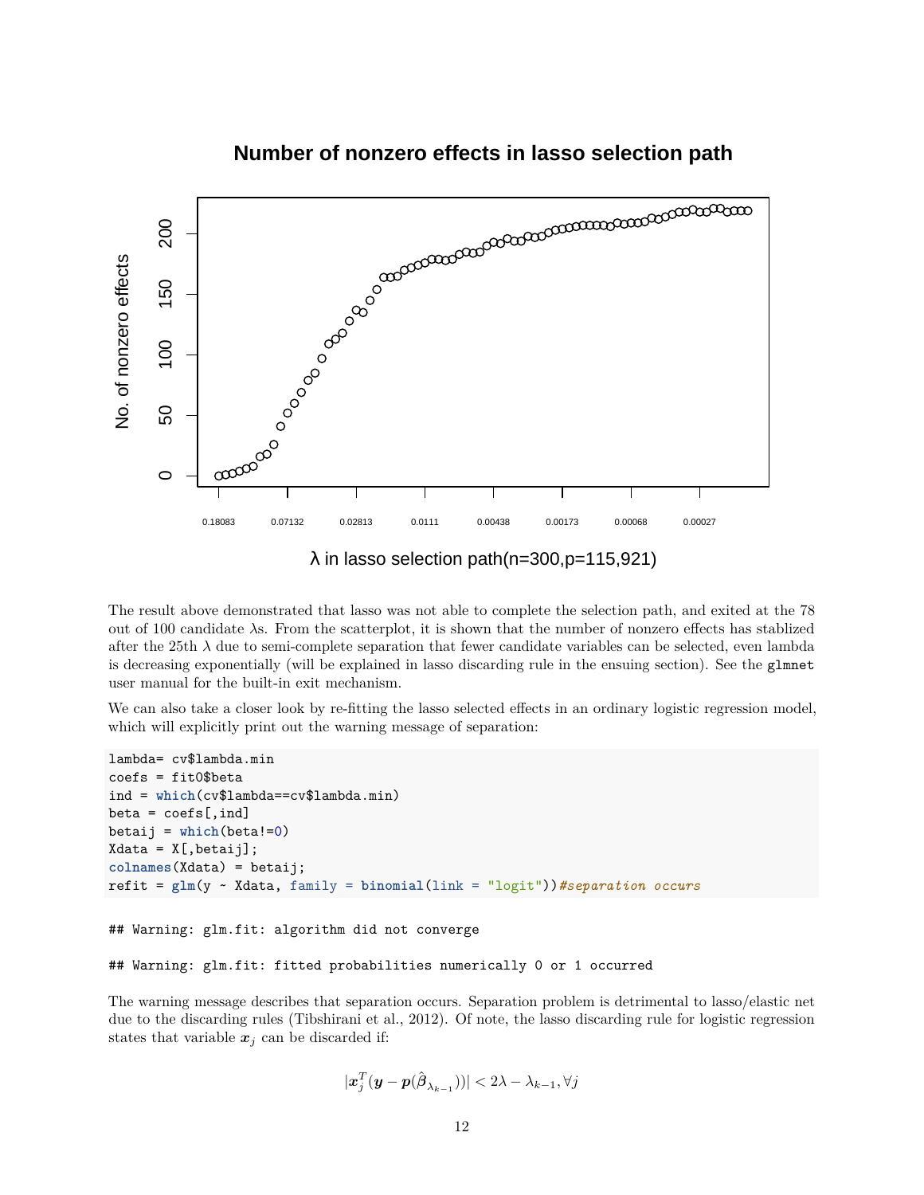The result above demonstrated that lasso was not able to complete the selection path, and exited at the 78 out of 100 candidate $\lambda$s. From the scatterplot, it is shown that the number of nonzero effects has stablized after the 25th $\lambda$ due to semi-complete separation that fewer candidate variables can be selected, even lambda is decreasing exponentially (will be explained in lasso discarding rule in the ensuing section). See the `glmnet` user manual for the built-in exit mechanism.

We can also take a closer look by re-fitting the lasso selected effects in an ordinary logistic regression model, which will explicitly print out the warning message of separation:

```
lambda= cv$lambda.min
coefs = fit0$beta
ind = which(cv$lambda==cv$lambda.min)
beta = coefs[,ind]
betaij = which(beta!=0)
Xdata = X[,betaij];
colnames(Xdata) = betaij;
refit = glm(y ~ Xdata, family = binomial(link = "logit"))#separation occurs
```

```
## Warning: glm.fit: algorithm did not converge
```

```
## Warning: glm.fit: fitted probabilities numerically 0 or 1 occurred
```

The warning message describes that separation occurs. Separation problem is detrimental to lasso/elastic net due to the discarding rules (Tibshirani et al., 2012). Of note, the lasso discarding rule for logistic regression states that variable $\boldsymbol{x}_j$ can be discarded if:

$$|\boldsymbol{x}_j^T(\boldsymbol{y} - \boldsymbol{p}(\hat{\boldsymbol{\beta}}_{\lambda_{k-1}}))| < 2\lambda - \lambda_{k-1}, \forall j$$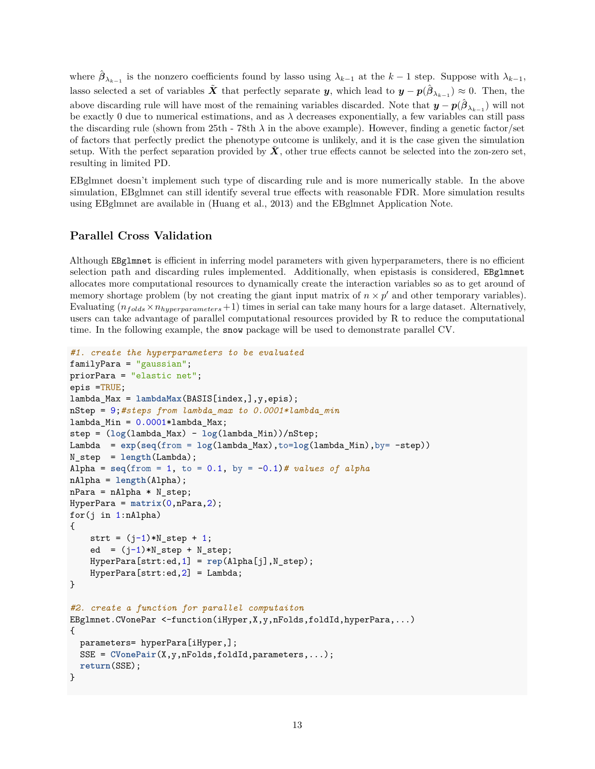where $\hat{\boldsymbol{\beta}}_{\lambda_{k-1}}$ is the nonzero coefficients found by lasso using $\lambda_{k-1}$ at the $k-1$ step. Suppose with $\lambda_{k-1}$, lasso selected a set of variables $\tilde{\boldsymbol{X}}$ that perfectly separate $\boldsymbol{y}$, which lead to $\boldsymbol{y} - \boldsymbol{p}(\hat{\boldsymbol{\beta}}_{\lambda_{k-1}}) \approx 0$. Then, the above discarding rule will have most of the remaining variables discarded. Note that $\boldsymbol{y} - \boldsymbol{p}(\hat{\boldsymbol{\beta}}_{\lambda_{k-1}})$ will not be exactly 0 due to numerical estimations, and as $\lambda$ decreases exponentially, a few variables can still pass the discarding rule (shown from 25th - 78th $\lambda$ in the above example). However, finding a genetic factor/set of factors that perfectly predict the phenotype outcome is unlikely, and it is the case given the simulation setup. With the perfect separation provided by $\tilde{\boldsymbol{X}}$, other true effects cannot be selected into the zon-zero set, resulting in limited PD.

EBglmnet doesn't implement such type of discarding rule and is more numerically stable. In the above simulation, EBglmnet can still identify several true effects with reasonable FDR. More simulation results using EBglmnet are available in (Huang et al., 2013) and the EBglmnet Application Note.

## Parallel Cross Validation

Although `EBglmnet` is efficient in inferring model parameters with given hyperparameters, there is no efficient selection path and discarding rules implemented. Additionally, when epistasis is considered, `EBglmnet` allocates more computational resources to dynamically create the interaction variables so as to get around of memory shortage problem (by not creating the giant input matrix of $n \times p'$ and other temporary variables). Evaluating ($n_{folds} \times n_{hyperparameters} + 1$) times in serial can take many hours for a large dataset. Alternatively, users can take advantage of parallel computational resources provided by R to reduce the computational time. In the following example, the `snow` package will be used to demonstrate parallel CV.

```
#1. create the hyperparameters to be evaluated
familyPara = "gaussian";
priorPara = "elastic net";
epis =TRUE;
lambda_Max = lambdaMax(BASIS[index,],y,epis);
nStep = 9;#steps from lambda_max to 0.0001*lambda_min
lambda_Min = 0.0001*lambda_Max;
step = (log(lambda_Max) - log(lambda_Min))/nStep;
Lambda  = exp(seq(from = log(lambda_Max),to=log(lambda_Min),by= -step))
N_step  = length(Lambda);
Alpha = seq(from = 1, to = 0.1, by = -0.1)# values of alpha
nAlpha = length(Alpha);
nPara = nAlpha * N_step;
HyperPara = matrix(0,nPara,2);
for(j in 1:nAlpha)
{
    strt = (j-1)*N_step + 1;
    ed  = (j-1)*N_step + N_step;
    HyperPara[strt:ed,1] = rep(Alpha[j],N_step);
    HyperPara[strt:ed,2] = Lambda;
}

#2. create a function for parallel computaiton
EBglmnet.CVonePar <-function(iHyper,X,y,nFolds,foldId,hyperPara,...)
{
  parameters= hyperPara[iHyper,];
  SSE = CVonePair(X,y,nFolds,foldId,parameters,...);
  return(SSE);
}
```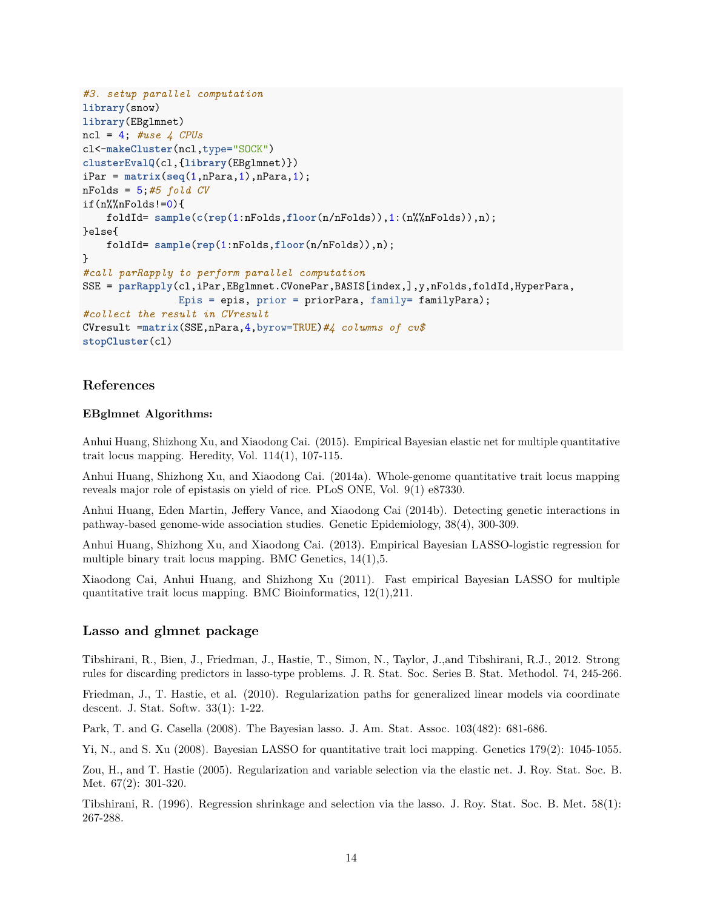```r
#3. setup parallel computation
library(snow)
library(EBglmnet)
ncl = 4; #use 4 CPUs
cl<-makeCluster(ncl,type="SOCK")
clusterEvalQ(cl,{library(EBglmnet)})
iPar = matrix(seq(1,nPara,1),nPara,1);
nFolds = 5;#5 fold CV
if(n%%nFolds!=0){
    foldId= sample(c(rep(1:nFolds,floor(n/nFolds)),1:(n%%nFolds)),n);
}else{
    foldId= sample(rep(1:nFolds,floor(n/nFolds)),n);
}
#call parRapply to perform parallel computation
SSE = parRapply(cl,iPar,EBglmnet.CVonePar,BASIS[index,],y,nFolds,foldId,HyperPara,
                Epis = epis, prior = priorPara, family= familyPara);
#collect the result in CVresult
CVresult =matrix(SSE,nPara,4,byrow=TRUE)#4 columns of cv$
stopCluster(cl)
```

## References

### EBglmnet Algorithms:

Anhui Huang, Shizhong Xu, and Xiaodong Cai. (2015). Empirical Bayesian elastic net for multiple quantitative trait locus mapping. Heredity, Vol. 114(1), 107-115.

Anhui Huang, Shizhong Xu, and Xiaodong Cai. (2014a). Whole-genome quantitative trait locus mapping reveals major role of epistasis on yield of rice. PLoS ONE, Vol. 9(1) e87330.

Anhui Huang, Eden Martin, Jeffery Vance, and Xiaodong Cai (2014b). Detecting genetic interactions in pathway-based genome-wide association studies. Genetic Epidemiology, 38(4), 300-309.

Anhui Huang, Shizhong Xu, and Xiaodong Cai. (2013). Empirical Bayesian LASSO-logistic regression for multiple binary trait locus mapping. BMC Genetics, 14(1),5.

Xiaodong Cai, Anhui Huang, and Shizhong Xu (2011). Fast empirical Bayesian LASSO for multiple quantitative trait locus mapping. BMC Bioinformatics, 12(1),211.

## Lasso and glmnet package

Tibshirani, R., Bien, J., Friedman, J., Hastie, T., Simon, N., Taylor, J.,and Tibshirani, R.J., 2012. Strong rules for discarding predictors in lasso-type problems. J. R. Stat. Soc. Series B. Stat. Methodol. 74, 245-266.

Friedman, J., T. Hastie, et al. (2010). Regularization paths for generalized linear models via coordinate descent. J. Stat. Softw. 33(1): 1-22.

Park, T. and G. Casella (2008). The Bayesian lasso. J. Am. Stat. Assoc. 103(482): 681-686.

Yi, N., and S. Xu (2008). Bayesian LASSO for quantitative trait loci mapping. Genetics 179(2): 1045-1055.

Zou, H., and T. Hastie (2005). Regularization and variable selection via the elastic net. J. Roy. Stat. Soc. B. Met. 67(2): 301-320.

Tibshirani, R. (1996). Regression shrinkage and selection via the lasso. J. Roy. Stat. Soc. B. Met. 58(1): 267-288.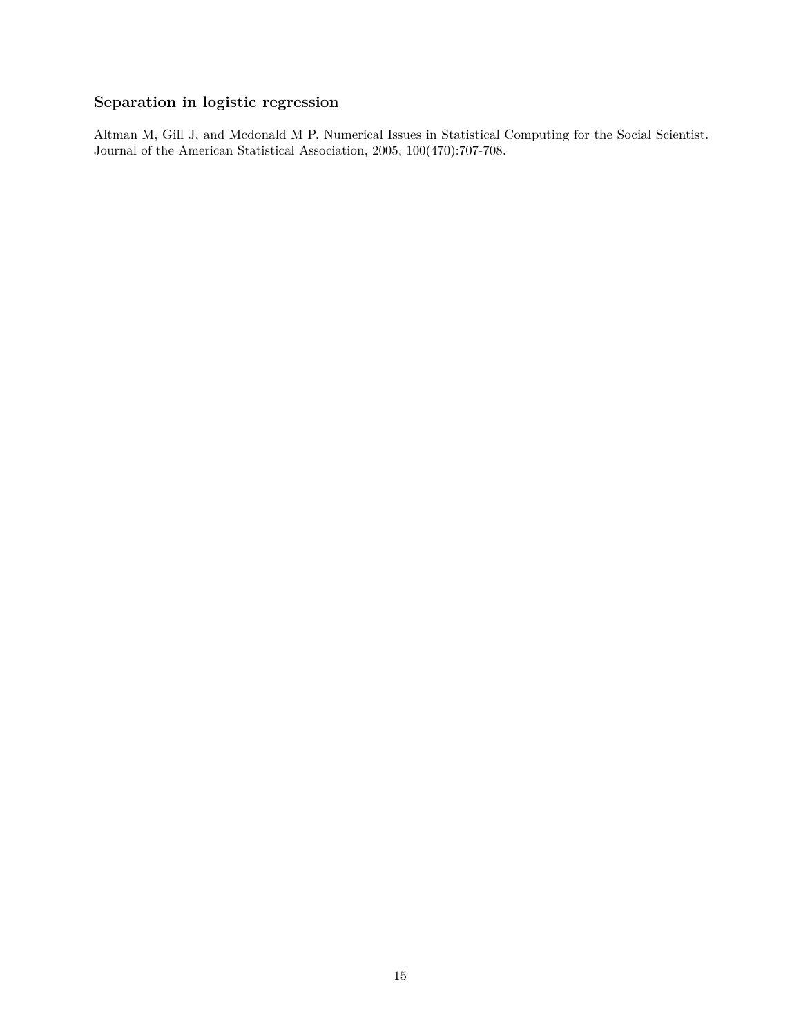### Separation in logistic regression

Altman M, Gill J, and Mcdonald M P. Numerical Issues in Statistical Computing for the Social Scientist. Journal of the American Statistical Association, 2005, 100(470):707-708.